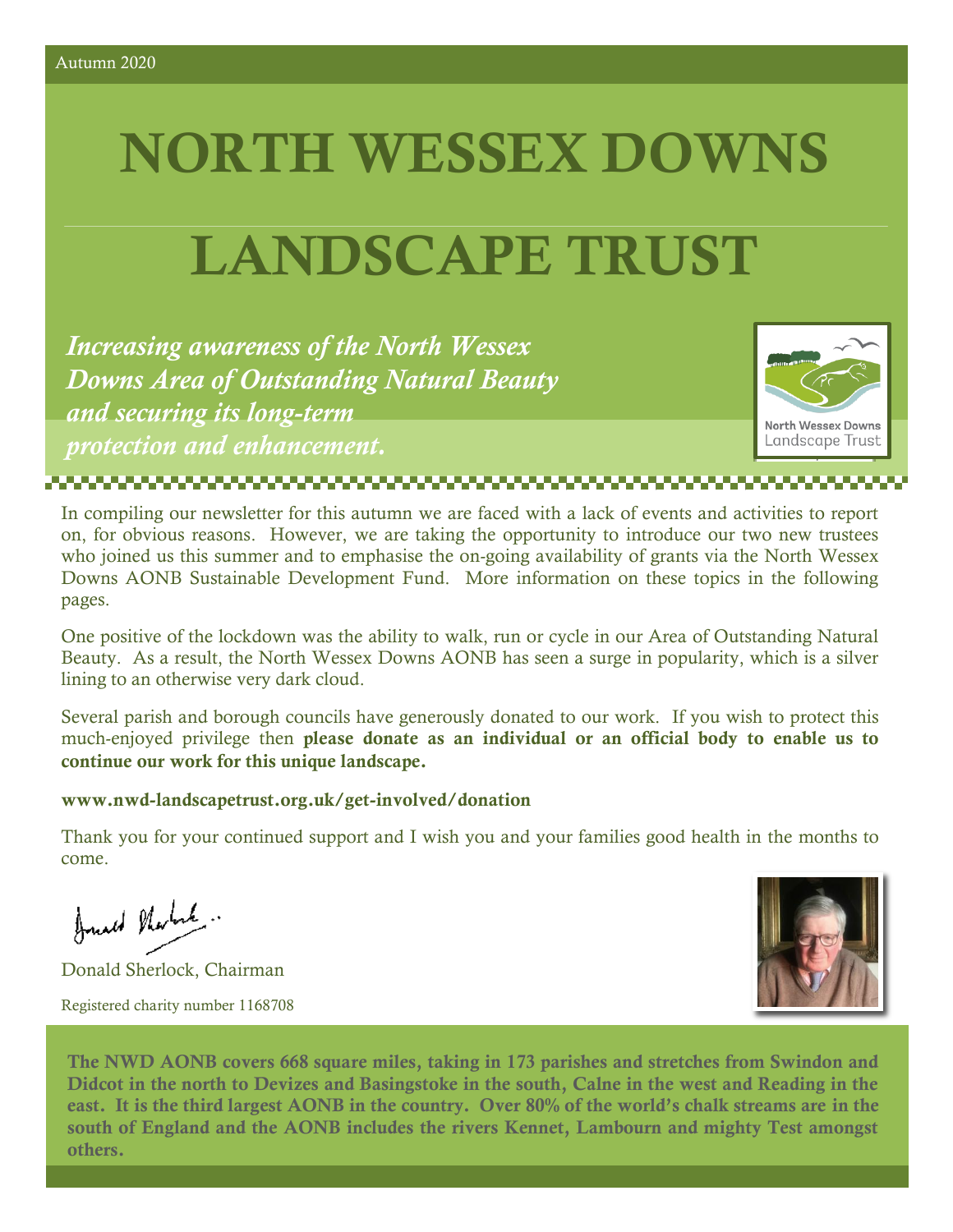Autumn 2020

# NORTH WESSEX DOWNS

# LANDSCAPE TRUST

*Increasing awareness of the North Wessex Downs Area of Outstanding Natural Beauty and securing its long-term protection and enhancement.*

In compiling our newsletter for this autumn we are faced with a lack of events and activities to report on, for obvious reasons. However, we are taking the opportunity to introduce our two new trustees who joined us this summer and to emphasise the on-going availability of grants via the North Wessex Downs AONB Sustainable Development Fund. More information on these topics in the following pages.

One positive of the lockdown was the ability to walk, run or cycle in our Area of Outstanding Natural Beauty. As a result, the North Wessex Downs AONB has seen a surge in popularity, which is a silver lining to an otherwise very dark cloud.

Several parish and borough councils have generously donated to our work. If you wish to protect this much-enjoyed privilege then **please donate as an individual or an official body to enable us to continue our work for this unique landscape.**

**www.nwd-landscapetrust.org.uk/get-involved/donation**

Thank you for your continued support and I wish you and your families good health in the months to come.

Donald Sherlock, Chairman

Registered charity number 1168708

**The NWD AONB covers 668 square miles, taking in 173 parishes and stretches from Swindon and Didcot in the north to Devizes and Basingstoke in the south, Calne in the west and Reading in the east. It is the third largest AONB in the country. Over 80% of the world's chalk streams are in the south of England and the AONB includes the rivers Kennet, Lambourn and mighty Test amongst others.**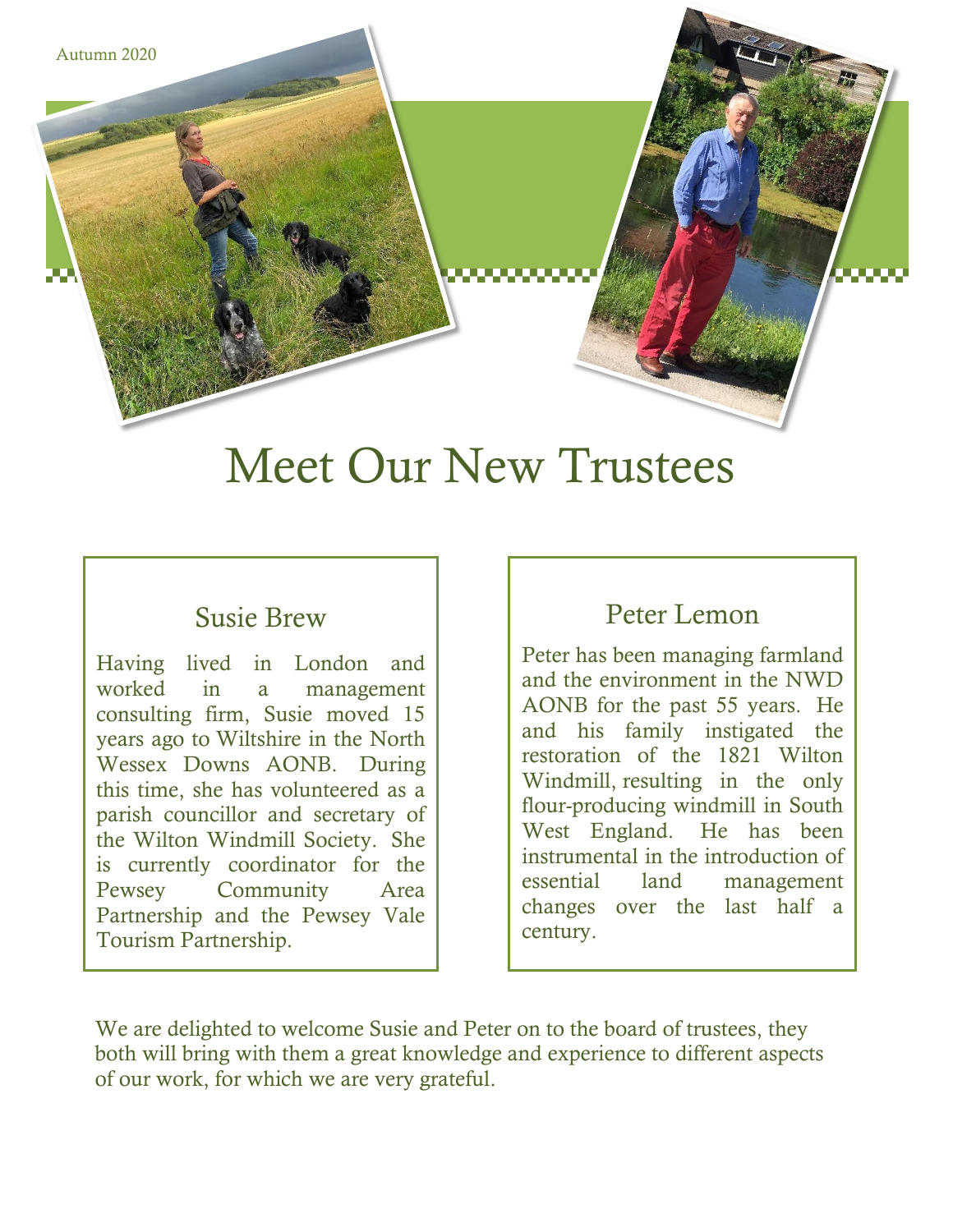Autumn 2020

# Meet Our New Trustees

## Susie Brew

Having lived in London and worked in a management consulting firm, Susie moved 15 years ago to Wiltshire in the North Wessex Downs AONB. During this time, she has volunteered as a parish councillor and secretary of the Wilton Windmill Society. She is currently coordinator for the Pewsey Community Area Partnership and the Pewsey Vale Tourism Partnership.

## Peter Lemon

Peter has been managing farmland and the environment in the NWD AONB for the past 55 years. He and his family instigated the restoration of the 1821 Wilton Windmill, resulting in the only flour-producing windmill in South West England. He has been instrumental in the introduction of essential land management changes over the last half a century.

We are delighted to welcome Susie and Peter on to the board of trustees, they both will bring with them a great knowledge and experience to different aspects of our work, for which we are very grateful.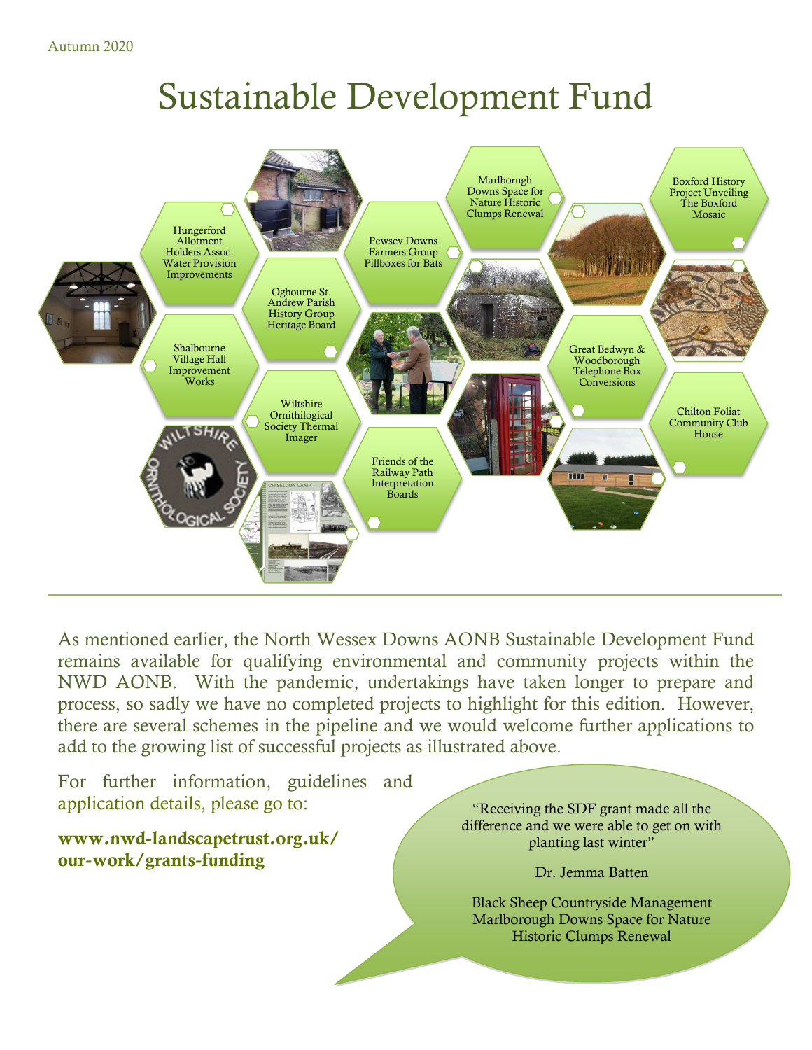Autumn 2020

# Sustainable Development Fund

- Hungerford Allotment Holders Assoc. Water Provision Improvements
- Shalbourne Village Hall Improvement Works
- Ogbourne St. Andrew Parish History Group Heritage Board
- Wiltshire Ornithological Society Thermal Imager
- Pewsey Downs Farmers Group Pillboxes for Bats
- Friends of the Railway Path Interpretation Boards
- Marlborough Downs Space for Nature Historic Clumps Renewal
- Great Bedwyn & Woodborough Telephone Box Conversions
- Boxford History Project Unveiling The Boxford Mosaic
- Chilton Foliat Community Club House

As mentioned earlier, the North Wessex Downs AONB Sustainable Development Fund remains available for qualifying environmental and community projects within the NWD AONB. With the pandemic, undertakings have taken longer to prepare and process, so sadly we have no completed projects to highlight for this edition. However, there are several schemes in the pipeline and we would welcome further applications to add to the growing list of successful projects as illustrated above.

For further information, guidelines and application details, please go to:

**www.nwd-landscapetrust.org.uk/our-work/grants-funding**

"Receiving the SDF grant made all the difference and we were able to get on with planting last winter"

Dr. Jemma Batten

Black Sheep Countryside Management
Marlborough Downs Space for Nature
Historic Clumps Renewal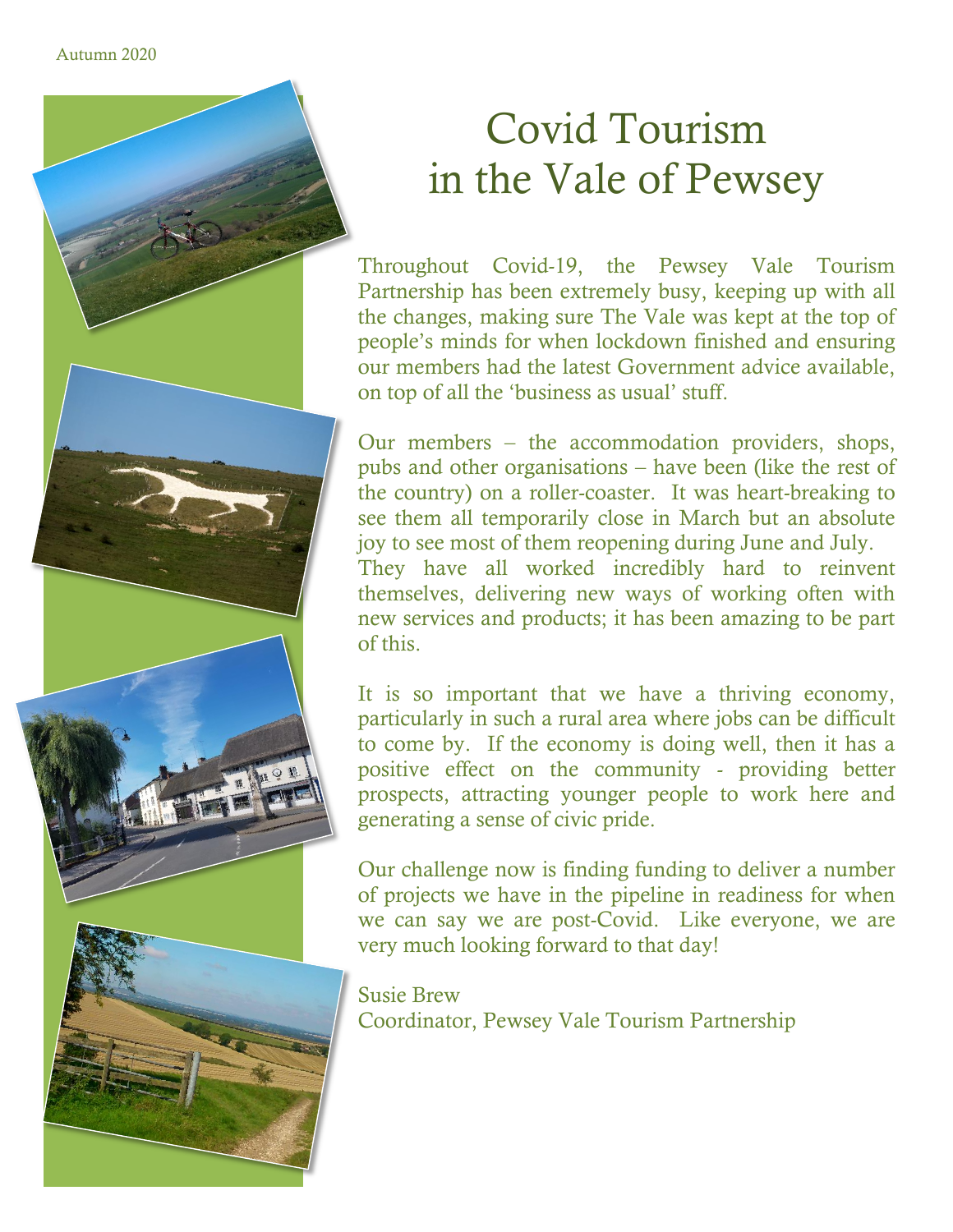Autumn 2020

# Covid Tourism in the Vale of Pewsey

Throughout Covid-19, the Pewsey Vale Tourism Partnership has been extremely busy, keeping up with all the changes, making sure The Vale was kept at the top of people's minds for when lockdown finished and ensuring our members had the latest Government advice available, on top of all the 'business as usual' stuff.

Our members – the accommodation providers, shops, pubs and other organisations – have been (like the rest of the country) on a roller-coaster. It was heart-breaking to see them all temporarily close in March but an absolute joy to see most of them reopening during June and July. They have all worked incredibly hard to reinvent themselves, delivering new ways of working often with new services and products; it has been amazing to be part of this.

It is so important that we have a thriving economy, particularly in such a rural area where jobs can be difficult to come by. If the economy is doing well, then it has a positive effect on the community - providing better prospects, attracting younger people to work here and generating a sense of civic pride.

Our challenge now is finding funding to deliver a number of projects we have in the pipeline in readiness for when we can say we are post-Covid. Like everyone, we are very much looking forward to that day!

Susie Brew
Coordinator, Pewsey Vale Tourism Partnership